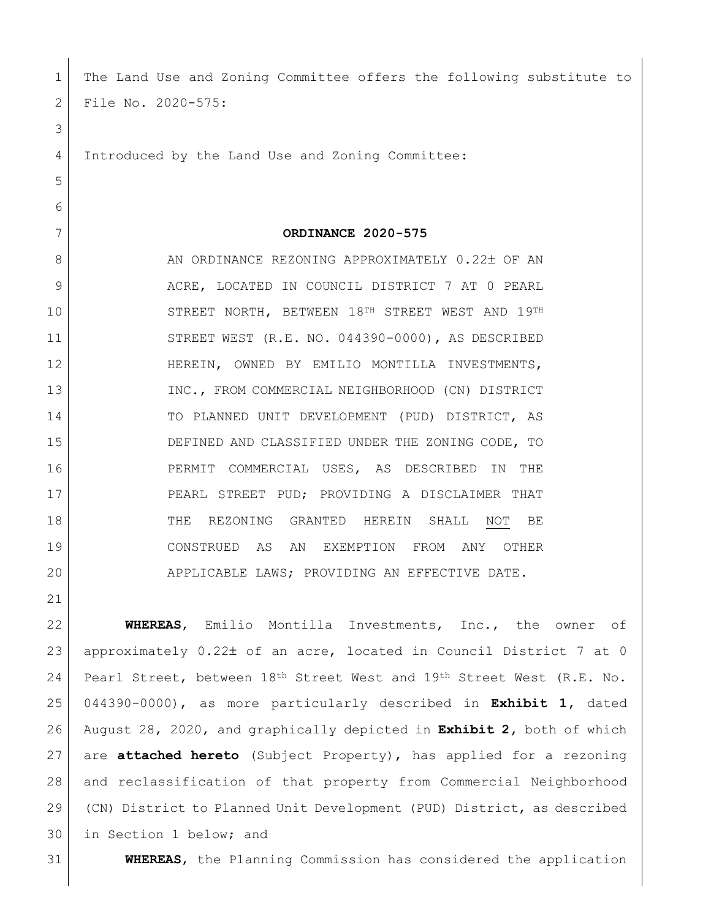The Land Use and Zoning Committee offers the following substitute to File No. 2020-575:

Introduced by the Land Use and Zoning Committee:

**ORDINANCE 2020-575**

AN ORDINANCE REZONING APPROXIMATELY 0.22± OF AN ACRE, LOCATED IN COUNCIL DISTRICT 7 AT 0 PEARL STREET NORTH, BETWEEN 18TH STREET WEST AND 19TH STREET WEST (R.E. NO. 044390-0000), AS DESCRIBED HEREIN, OWNED BY EMILIO MONTILLA INVESTMENTS, INC., FROM COMMERCIAL NEIGHBORHOOD (CN) DISTRICT TO PLANNED UNIT DEVELOPMENT (PUD) DISTRICT, AS DEFINED AND CLASSIFIED UNDER THE ZONING CODE, TO PERMIT COMMERCIAL USES, AS DESCRIBED IN THE PEARL STREET PUD; PROVIDING A DISCLAIMER THAT THE REZONING GRANTED HEREIN SHALL NOT BE CONSTRUED AS AN EXEMPTION FROM ANY OTHER APPLICABLE LAWS; PROVIDING AN EFFECTIVE DATE.

**WHEREAS**, Emilio Montilla Investments, Inc., the owner of approximately 0.22± of an acre, located in Council District 7 at 0 Pearl Street, between 18th Street West and 19th Street West (R.E. No. 044390-0000), as more particularly described in **Exhibit 1**, dated August 28, 2020, and graphically depicted in **Exhibit 2**, both of which are **attached hereto** (Subject Property), has applied for a rezoning and reclassification of that property from Commercial Neighborhood (CN) District to Planned Unit Development (PUD) District, as described in Section 1 below; and

**WHEREAS**, the Planning Commission has considered the application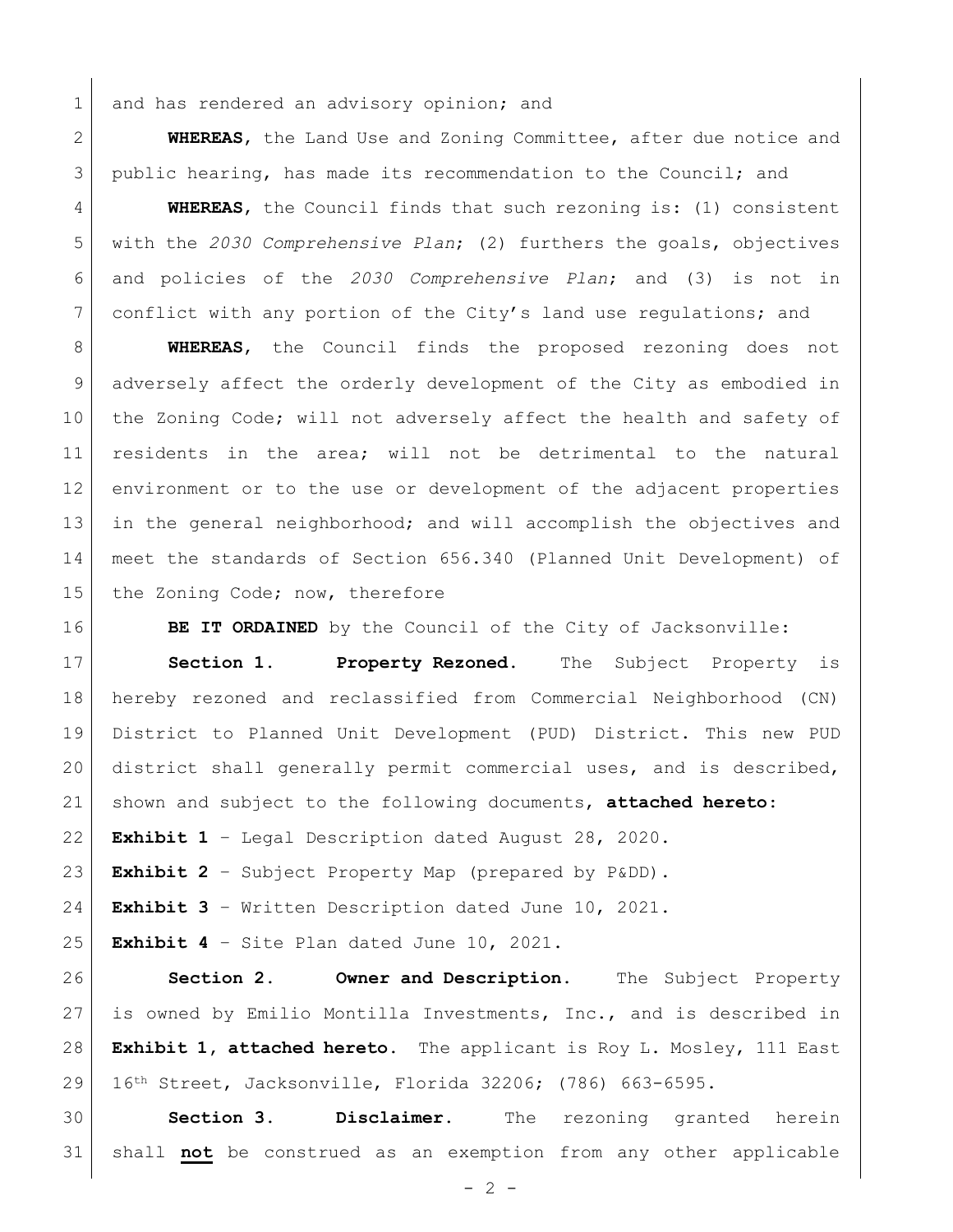and has rendered an advisory opinion; and

**WHEREAS**, the Land Use and Zoning Committee, after due notice and public hearing, has made its recommendation to the Council; and

**WHEREAS**, the Council finds that such rezoning is: (1) consistent with the *2030 Comprehensive Plan*; (2) furthers the goals, objectives and policies of the *2030 Comprehensive Plan*; and (3) is not in conflict with any portion of the City's land use regulations; and

**WHEREAS**, the Council finds the proposed rezoning does not adversely affect the orderly development of the City as embodied in the Zoning Code; will not adversely affect the health and safety of residents in the area; will not be detrimental to the natural environment or to the use or development of the adjacent properties in the general neighborhood; and will accomplish the objectives and meet the standards of Section 656.340 (Planned Unit Development) of the Zoning Code; now, therefore

**BE IT ORDAINED** by the Council of the City of Jacksonville:

**Section 1. Property Rezoned.** The Subject Property is hereby rezoned and reclassified from Commercial Neighborhood (CN) District to Planned Unit Development (PUD) District. This new PUD district shall generally permit commercial uses, and is described, shown and subject to the following documents, **attached hereto**:

**Exhibit 1** – Legal Description dated August 28, 2020.

**Exhibit 2** – Subject Property Map (prepared by P&DD).

**Exhibit 3** – Written Description dated June 10, 2021.

**Exhibit 4** – Site Plan dated June 10, 2021.

**Section 2. Owner and Description.** The Subject Property is owned by Emilio Montilla Investments, Inc., and is described in **Exhibit 1, attached hereto**. The applicant is Roy L. Mosley, 111 East 16th Street, Jacksonville, Florida 32206; (786) 663-6595.

**Section 3. Disclaimer.** The rezoning granted herein shall **not** be construed as an exemption from any other applicable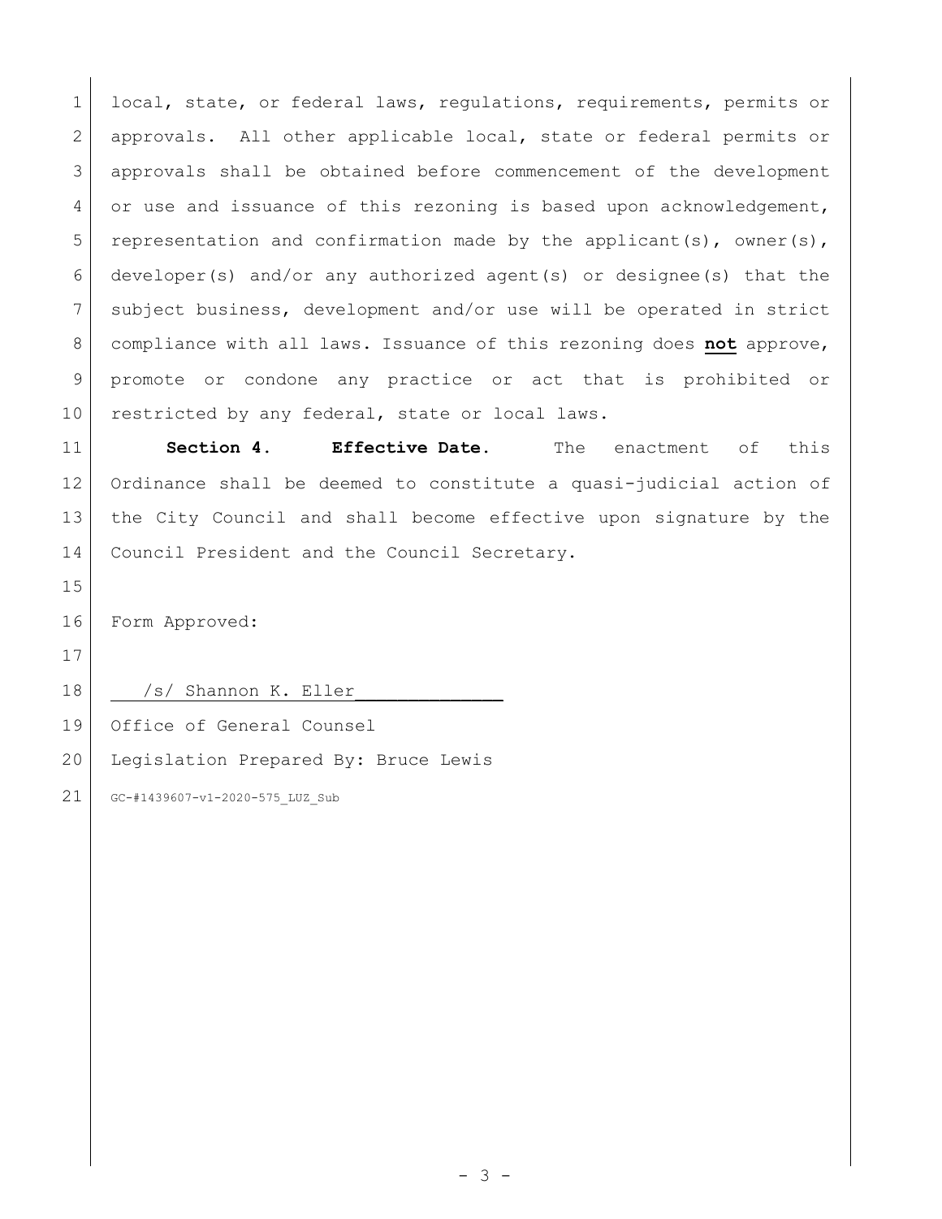local, state, or federal laws, regulations, requirements, permits or approvals. All other applicable local, state or federal permits or approvals shall be obtained before commencement of the development or use and issuance of this rezoning is based upon acknowledgement, representation and confirmation made by the applicant(s), owner(s), developer(s) and/or any authorized agent(s) or designee(s) that the subject business, development and/or use will be operated in strict compliance with all laws. Issuance of this rezoning does **not** approve, promote or condone any practice or act that is prohibited or restricted by any federal, state or local laws.

**Section 4. Effective Date.** The enactment of this Ordinance shall be deemed to constitute a quasi-judicial action of the City Council and shall become effective upon signature by the Council President and the Council Secretary.

Form Approved:

/s/ Shannon K. Eller

Office of General Counsel

Legislation Prepared By: Bruce Lewis

GC-#1439607-v1-2020-575_LUZ_Sub